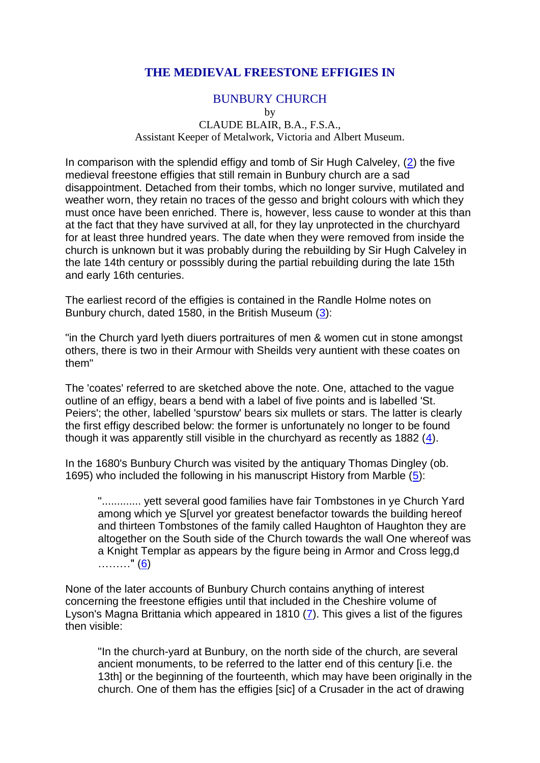# THE MEDIEVAL FREESTONE EFFIGIES IN

## BUNBURY CHURCH

by

CLAUDE BLAIR, B.A., F.S.A.,
Assistant Keeper of Metalwork, Victoria and Albert Museum.

In comparison with the splendid effigy and tomb of Sir Hugh Calveley, (2) the five medieval freestone effigies that still remain in Bunbury church are a sad disappointment. Detached from their tombs, which no longer survive, mutilated and weather worn, they retain no traces of the gesso and bright colours with which they must once have been enriched. There is, however, less cause to wonder at this than at the fact that they have survived at all, for they lay unprotected in the churchyard for at least three hundred years. The date when they were removed from inside the church is unknown but it was probably during the rebuilding by Sir Hugh Calveley in the late 14th century or posssibly during the partial rebuilding during the late 15th and early 16th centuries.

The earliest record of the effigies is contained in the Randle Holme notes on Bunbury church, dated 1580, in the British Museum (3):

"in the Church yard lyeth diuers portraitures of men & women cut in stone amongst others, there is two in their Armour with Sheilds very auntient with these coates on them"

The 'coates' referred to are sketched above the note. One, attached to the vague outline of an effigy, bears a bend with a label of five points and is labelled 'St. Peiers'; the other, labelled 'spurstow' bears six mullets or stars. The latter is clearly the first effigy described below: the former is unfortunately no longer to be found though it was apparently still visible in the churchyard as recently as 1882 (4).

In the 1680's Bunbury Church was visited by the antiquary Thomas Dingley (ob. 1695) who included the following in his manuscript History from Marble (5):

> "............ yett several good families have fair Tombstones in ye Church Yard among which ye S[urvel yor greatest benefactor towards the building hereof and thirteen Tombstones of the family called Haughton of Haughton they are altogether on the South side of the Church towards the wall One whereof was a Knight Templar as appears by the figure being in Armor and Cross legg,d ………" (6)

None of the later accounts of Bunbury Church contains anything of interest concerning the freestone effigies until that included in the Cheshire volume of Lyson's Magna Brittania which appeared in 1810 (7). This gives a list of the figures then visible:

> "In the church-yard at Bunbury, on the north side of the church, are several ancient monuments, to be referred to the latter end of this century [i.e. the 13th] or the beginning of the fourteenth, which may have been originally in the church. One of them has the effigies [sic] of a Crusader in the act of drawing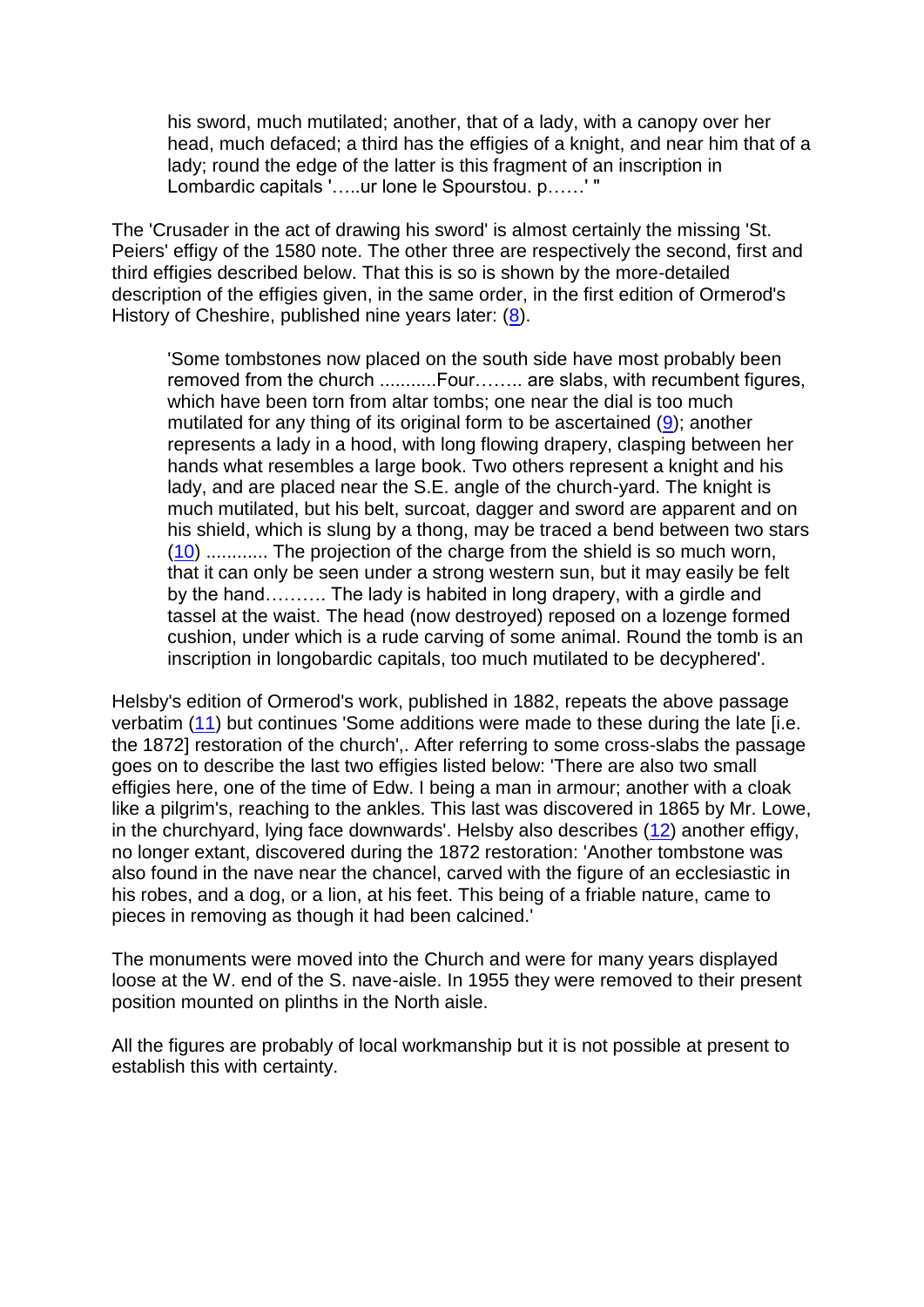> his sword, much mutilated; another, that of a lady, with a canopy over her head, much defaced; a third has the effigies of a knight, and near him that of a lady; round the edge of the latter is this fragment of an inscription in Lombardic capitals '…..ur lone le Spourstou. p……' "

The 'Crusader in the act of drawing his sword' is almost certainly the missing 'St. Peiers' effigy of the 1580 note. The other three are respectively the second, first and third effigies described below. That this is so is shown by the more-detailed description of the effigies given, in the same order, in the first edition of Ormerod's History of Cheshire, published nine years later: (8).

> 'Some tombstones now placed on the south side have most probably been removed from the church ...........Four…….. are slabs, with recumbent figures, which have been torn from altar tombs; one near the dial is too much mutilated for any thing of its original form to be ascertained (9); another represents a lady in a hood, with long flowing drapery, clasping between her hands what resembles a large book. Two others represent a knight and his lady, and are placed near the S.E. angle of the church-yard. The knight is much mutilated, but his belt, surcoat, dagger and sword are apparent and on his shield, which is slung by a thong, may be traced a bend between two stars (10) ............ The projection of the charge from the shield is so much worn, that it can only be seen under a strong western sun, but it may easily be felt by the hand………. The lady is habited in long drapery, with a girdle and tassel at the waist. The head (now destroyed) reposed on a lozenge formed cushion, under which is a rude carving of some animal. Round the tomb is an inscription in longobardic capitals, too much mutilated to be decyphered'.

Helsby's edition of Ormerod's work, published in 1882, repeats the above passage verbatim (11) but continues 'Some additions were made to these during the late [i.e. the 1872] restoration of the church',. After referring to some cross-slabs the passage goes on to describe the last two effigies listed below: 'There are also two small effigies here, one of the time of Edw. I being a man in armour; another with a cloak like a pilgrim's, reaching to the ankles. This last was discovered in 1865 by Mr. Lowe, in the churchyard, lying face downwards'. Helsby also describes (12) another effigy, no longer extant, discovered during the 1872 restoration: 'Another tombstone was also found in the nave near the chancel, carved with the figure of an ecclesiastic in his robes, and a dog, or a lion, at his feet. This being of a friable nature, came to pieces in removing as though it had been calcined.'

The monuments were moved into the Church and were for many years displayed loose at the W. end of the S. nave-aisle. In 1955 they were removed to their present position mounted on plinths in the North aisle.

All the figures are probably of local workmanship but it is not possible at present to establish this with certainty.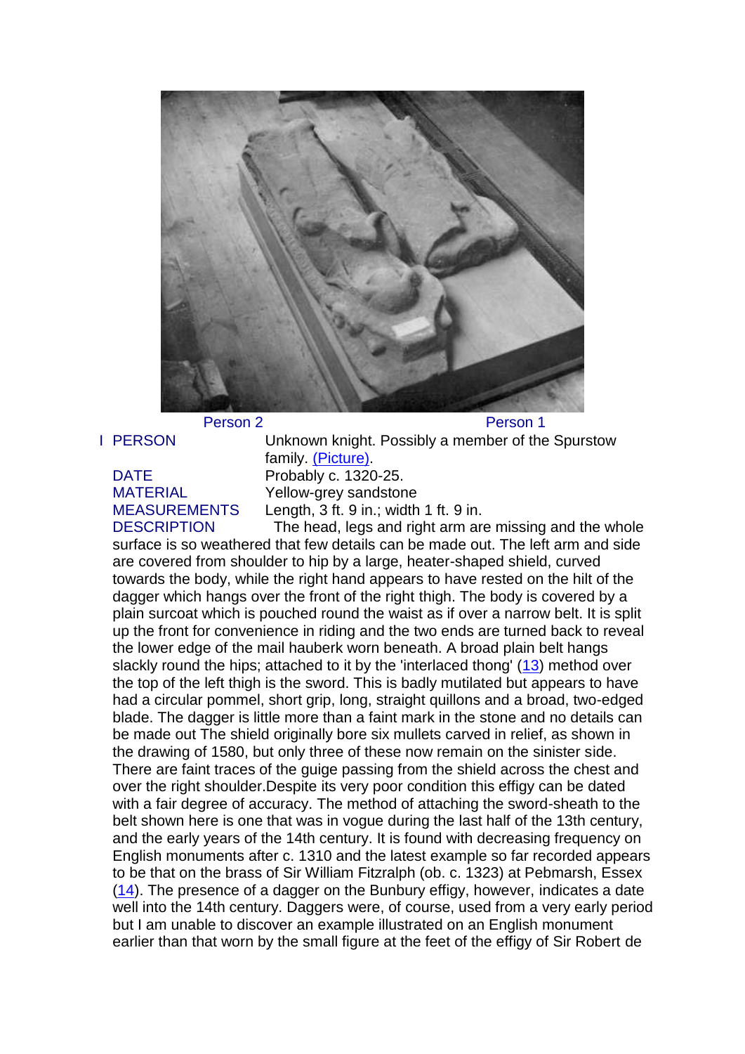Person 2 Person 1

I PERSON Unknown knight. Possibly a member of the Spurstow family. (Picture).

DATE Probably c. 1320-25.

MATERIAL Yellow-grey sandstone

MEASUREMENTS Length, 3 ft. 9 in.; width 1 ft. 9 in.

DESCRIPTION The head, legs and right arm are missing and the whole surface is so weathered that few details can be made out. The left arm and side are covered from shoulder to hip by a large, heater-shaped shield, curved towards the body, while the right hand appears to have rested on the hilt of the dagger which hangs over the front of the right thigh. The body is covered by a plain surcoat which is pouched round the waist as if over a narrow belt. It is split up the front for convenience in riding and the two ends are turned back to reveal the lower edge of the mail hauberk worn beneath. A broad plain belt hangs slackly round the hips; attached to it by the 'interlaced thong' (13) method over the top of the left thigh is the sword. This is badly mutilated but appears to have had a circular pommel, short grip, long, straight quillons and a broad, two-edged blade. The dagger is little more than a faint mark in the stone and no details can be made out The shield originally bore six mullets carved in relief, as shown in the drawing of 1580, but only three of these now remain on the sinister side. There are faint traces of the guige passing from the shield across the chest and over the right shoulder.Despite its very poor condition this effigy can be dated with a fair degree of accuracy. The method of attaching the sword-sheath to the belt shown here is one that was in vogue during the last half of the 13th century, and the early years of the 14th century. It is found with decreasing frequency on English monuments after c. 1310 and the latest example so far recorded appears to be that on the brass of Sir William Fitzralph (ob. c. 1323) at Pebmarsh, Essex (14). The presence of a dagger on the Bunbury effigy, however, indicates a date well into the 14th century. Daggers were, of course, used from a very early period but I am unable to discover an example illustrated on an English monument earlier than that worn by the small figure at the feet of the effigy of Sir Robert de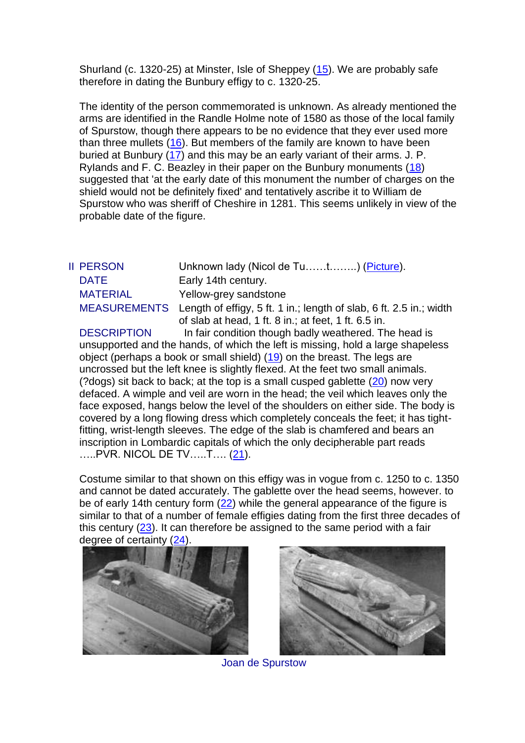Shurland (c. 1320-25) at Minster, Isle of Sheppey (15). We are probably safe therefore in dating the Bunbury effigy to c. 1320-25.

The identity of the person commemorated is unknown. As already mentioned the arms are identified in the Randle Holme note of 1580 as those of the local family of Spurstow, though there appears to be no evidence that they ever used more than three mullets (16). But members of the family are known to have been buried at Bunbury (17) and this may be an early variant of their arms. J. P. Rylands and F. C. Beazley in their paper on the Bunbury monuments (18) suggested that 'at the early date of this monument the number of charges on the shield would not be definitely fixed' and tentatively ascribe it to William de Spurstow who was sheriff of Cheshire in 1281. This seems unlikely in view of the probable date of the figure.

| II PERSON | Unknown lady (Nicol de Tu……t……..) (Picture). |
|---|---|
| DATE | Early 14th century. |
| MATERIAL | Yellow-grey sandstone |
| MEASUREMENTS | Length of effigy, 5 ft. 1 in.; length of slab, 6 ft. 2.5 in.; width of slab at head, 1 ft. 8 in.; at feet, 1 ft. 6.5 in. |

DESCRIPTION In fair condition though badly weathered. The head is unsupported and the hands, of which the left is missing, hold a large shapeless object (perhaps a book or small shield) (19) on the breast. The legs are uncrossed but the left knee is slightly flexed. At the feet two small animals. (?dogs) sit back to back; at the top is a small cusped gablette (20) now very defaced. A wimple and veil are worn in the head; the veil which leaves only the face exposed, hangs below the level of the shoulders on either side. The body is covered by a long flowing dress which completely conceals the feet; it has tight-fitting, wrist-length sleeves. The edge of the slab is chamfered and bears an inscription in Lombardic capitals of which the only decipherable part reads …..PVR. NICOL DE TV…..T…. (21).

Costume similar to that shown on this effigy was in vogue from c. 1250 to c. 1350 and cannot be dated accurately. The gablette over the head seems, however. to be of early 14th century form (22) while the general appearance of the figure is similar to that of a number of female effigies dating from the first three decades of this century (23). It can therefore be assigned to the same period with a fair degree of certainty (24).

Joan de Spurstow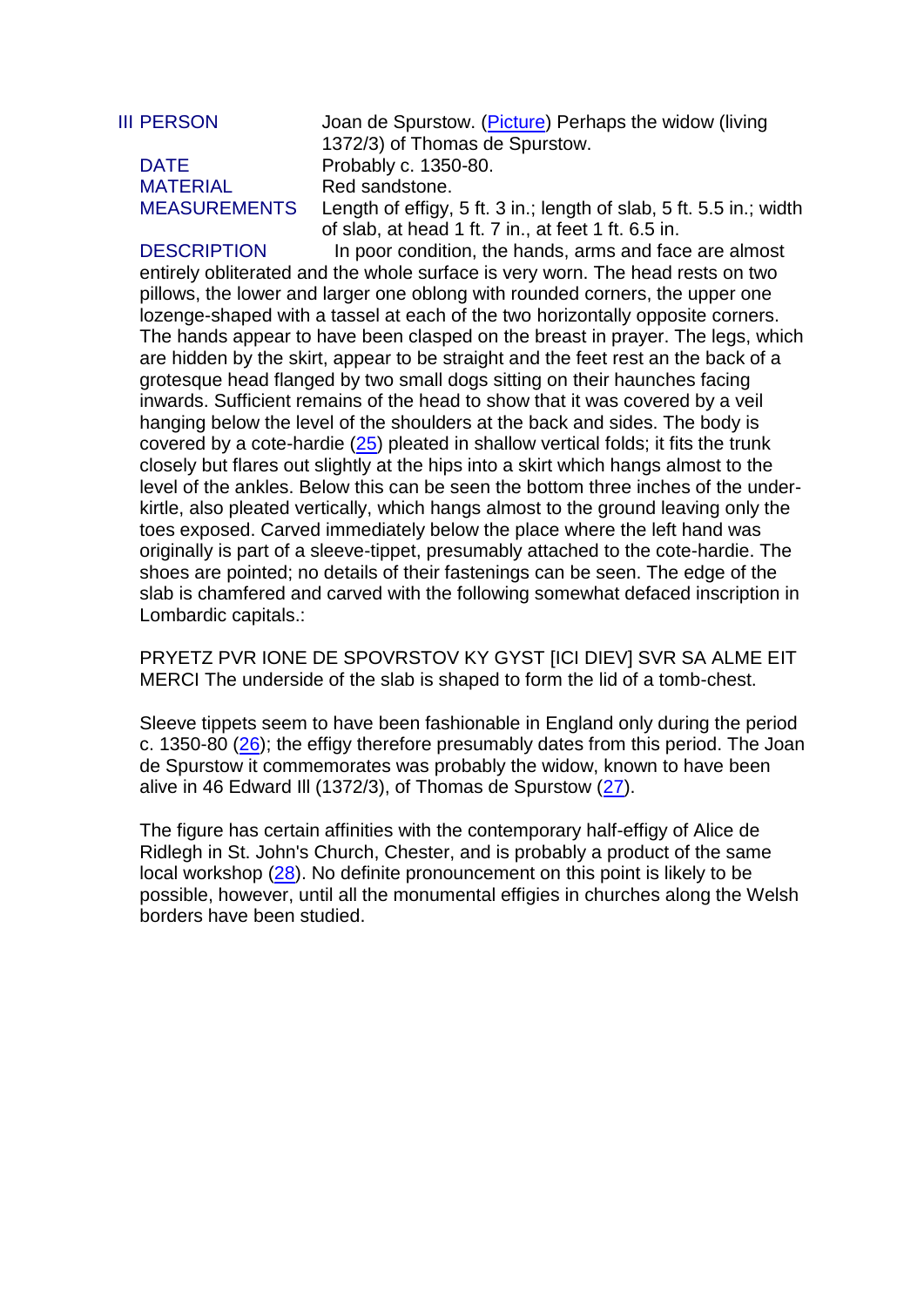| | |
|---|---|
| III PERSON | Joan de Spurstow. (Picture) Perhaps the widow (living 1372/3) of Thomas de Spurstow. |
| DATE | Probably c. 1350-80. |
| MATERIAL | Red sandstone. |
| MEASUREMENTS | Length of effigy, 5 ft. 3 in.; length of slab, 5 ft. 5.5 in.; width of slab, at head 1 ft. 7 in., at feet 1 ft. 6.5 in. |

DESCRIPTION In poor condition, the hands, arms and face are almost entirely obliterated and the whole surface is very worn. The head rests on two pillows, the lower and larger one oblong with rounded corners, the upper one lozenge-shaped with a tassel at each of the two horizontally opposite corners. The hands appear to have been clasped on the breast in prayer. The legs, which are hidden by the skirt, appear to be straight and the feet rest an the back of a grotesque head flanged by two small dogs sitting on their haunches facing inwards. Sufficient remains of the head to show that it was covered by a veil hanging below the level of the shoulders at the back and sides. The body is covered by a cote-hardie (25) pleated in shallow vertical folds; it fits the trunk closely but flares out slightly at the hips into a skirt which hangs almost to the level of the ankles. Below this can be seen the bottom three inches of the under-kirtle, also pleated vertically, which hangs almost to the ground leaving only the toes exposed. Carved immediately below the place where the left hand was originally is part of a sleeve-tippet, presumably attached to the cote-hardie. The shoes are pointed; no details of their fastenings can be seen. The edge of the slab is chamfered and carved with the following somewhat defaced inscription in Lombardic capitals.:

PRYETZ PVR IONE DE SPOVRSTOV KY GYST [ICI DIEV] SVR SA ALME EIT MERCI The underside of the slab is shaped to form the lid of a tomb-chest.

Sleeve tippets seem to have been fashionable in England only during the period c. 1350-80 (26); the effigy therefore presumably dates from this period. The Joan de Spurstow it commemorates was probably the widow, known to have been alive in 46 Edward Ill (1372/3), of Thomas de Spurstow (27).

The figure has certain affinities with the contemporary half-effigy of Alice de Ridlegh in St. John's Church, Chester, and is probably a product of the same local workshop (28). No definite pronouncement on this point is likely to be possible, however, until all the monumental effigies in churches along the Welsh borders have been studied.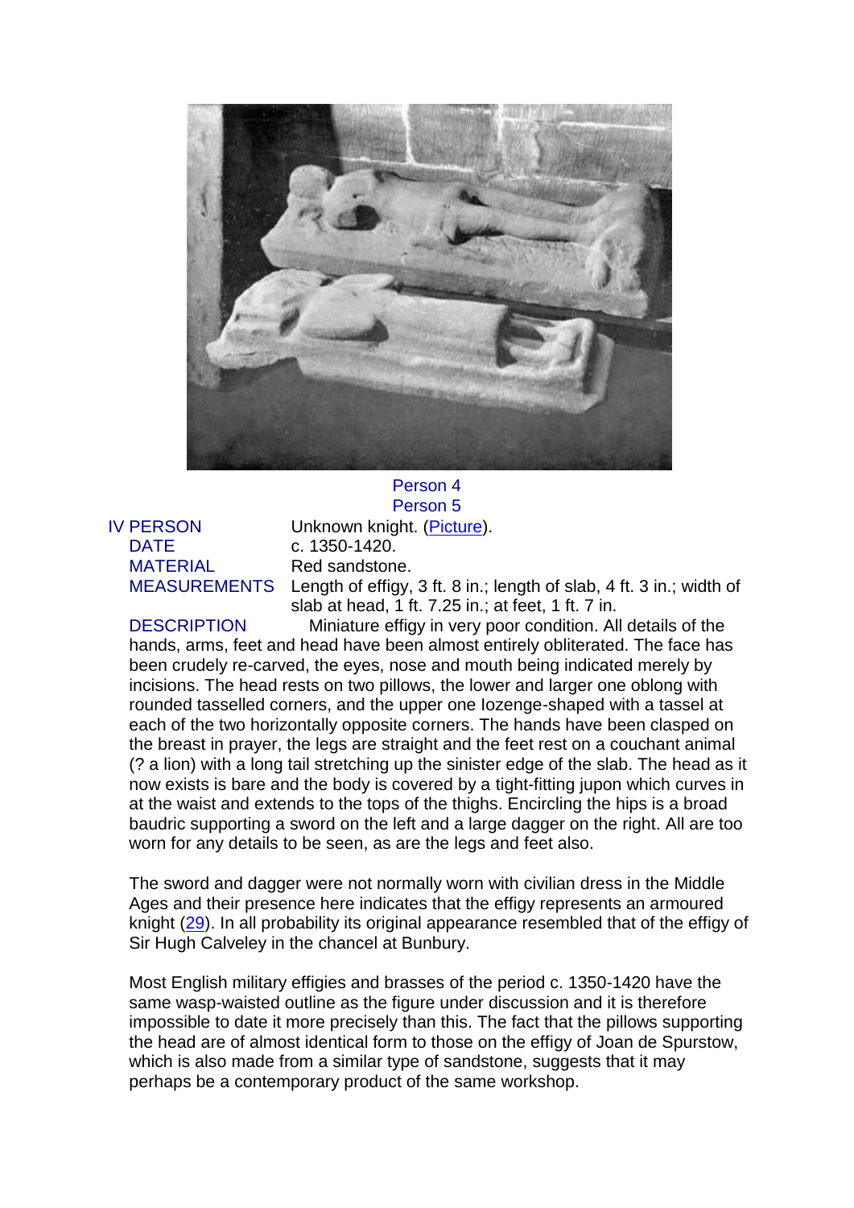Person 4
Person 5

| | |
|---|---|
| IV PERSON | Unknown knight. (Picture). |
| DATE | c. 1350-1420. |
| MATERIAL | Red sandstone. |
| MEASUREMENTS | Length of effigy, 3 ft. 8 in.; length of slab, 4 ft. 3 in.; width of slab at head, 1 ft. 7.25 in.; at feet, 1 ft. 7 in. |

DESCRIPTION Miniature effigy in very poor condition. All details of the hands, arms, feet and head have been almost entirely obliterated. The face has been crudely re-carved, the eyes, nose and mouth being indicated merely by incisions. The head rests on two pillows, the lower and larger one oblong with rounded tasselled corners, and the upper one lozenge-shaped with a tassel at each of the two horizontally opposite corners. The hands have been clasped on the breast in prayer, the legs are straight and the feet rest on a couchant animal (? a lion) with a long tail stretching up the sinister edge of the slab. The head as it now exists is bare and the body is covered by a tight-fitting jupon which curves in at the waist and extends to the tops of the thighs. Encircling the hips is a broad baudric supporting a sword on the left and a large dagger on the right. All are too worn for any details to be seen, as are the legs and feet also.

The sword and dagger were not normally worn with civilian dress in the Middle Ages and their presence here indicates that the effigy represents an armoured knight (29). In all probability its original appearance resembled that of the effigy of Sir Hugh Calveley in the chancel at Bunbury.

Most English military effigies and brasses of the period c. 1350-1420 have the same wasp-waisted outline as the figure under discussion and it is therefore impossible to date it more precisely than this. The fact that the pillows supporting the head are of almost identical form to those on the effigy of Joan de Spurstow, which is also made from a similar type of sandstone, suggests that it may perhaps be a contemporary product of the same workshop.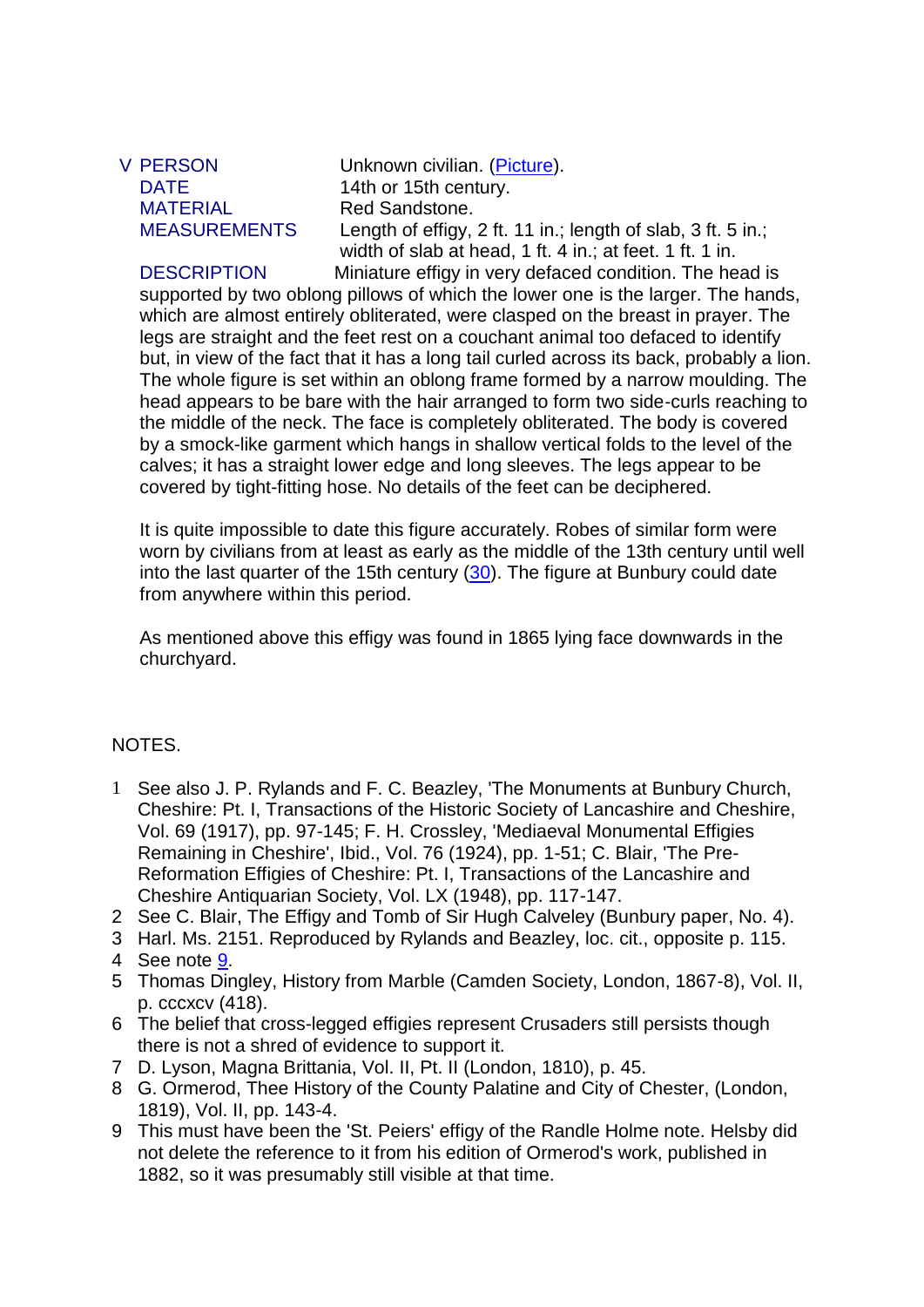V PERSON — Unknown civilian. (Picture).

DATE — 14th or 15th century.

MATERIAL — Red Sandstone.

MEASUREMENTS — Length of effigy, 2 ft. 11 in.; length of slab, 3 ft. 5 in.; width of slab at head, 1 ft. 4 in.; at feet. 1 ft. 1 in.

DESCRIPTION — Miniature effigy in very defaced condition. The head is supported by two oblong pillows of which the lower one is the larger. The hands, which are almost entirely obliterated, were clasped on the breast in prayer. The legs are straight and the feet rest on a couchant animal too defaced to identify but, in view of the fact that it has a long tail curled across its back, probably a lion. The whole figure is set within an oblong frame formed by a narrow moulding. The head appears to be bare with the hair arranged to form two side-curls reaching to the middle of the neck. The face is completely obliterated. The body is covered by a smock-like garment which hangs in shallow vertical folds to the level of the calves; it has a straight lower edge and long sleeves. The legs appear to be covered by tight-fitting hose. No details of the feet can be deciphered.

It is quite impossible to date this figure accurately. Robes of similar form were worn by civilians from at least as early as the middle of the 13th century until well into the last quarter of the 15th century (30). The figure at Bunbury could date from anywhere within this period.

As mentioned above this effigy was found in 1865 lying face downwards in the churchyard.

NOTES.

1. See also J. P. Rylands and F. C. Beazley, 'The Monuments at Bunbury Church, Cheshire: Pt. I, Transactions of the Historic Society of Lancashire and Cheshire, Vol. 69 (1917), pp. 97-145; F. H. Crossley, 'Mediaeval Monumental Effigies Remaining in Cheshire', Ibid., Vol. 76 (1924), pp. 1-51; C. Blair, 'The Pre-Reformation Effigies of Cheshire: Pt. I, Transactions of the Lancashire and Cheshire Antiquarian Society, Vol. LX (1948), pp. 117-147.
2. See C. Blair, The Effigy and Tomb of Sir Hugh Calveley (Bunbury paper, No. 4).
3. Harl. Ms. 2151. Reproduced by Rylands and Beazley, loc. cit., opposite p. 115.
4. See note 9.
5. Thomas Dingley, History from Marble (Camden Society, London, 1867-8), Vol. II, p. cccxcv (418).
6. The belief that cross-legged effigies represent Crusaders still persists though there is not a shred of evidence to support it.
7. D. Lyson, Magna Brittania, Vol. II, Pt. II (London, 1810), p. 45.
8. G. Ormerod, Thee History of the County Palatine and City of Chester, (London, 1819), Vol. II, pp. 143-4.
9. This must have been the 'St. Peiers' effigy of the Randle Holme note. Helsby did not delete the reference to it from his edition of Ormerod's work, published in 1882, so it was presumably still visible at that time.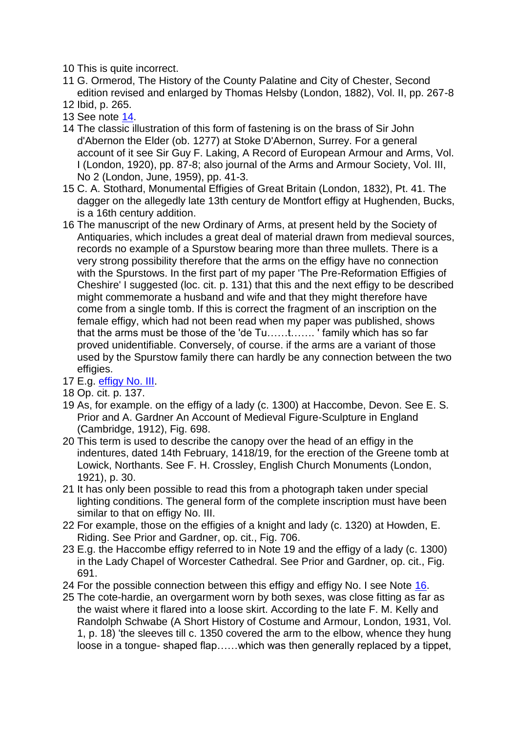10 This is quite incorrect.

11 G. Ormerod, The History of the County Palatine and City of Chester, Second edition revised and enlarged by Thomas Helsby (London, 1882), Vol. II, pp. 267-8

12 Ibid, p. 265.

13 See note 14.

14 The classic illustration of this form of fastening is on the brass of Sir John d'Abernon the Elder (ob. 1277) at Stoke D'Abernon, Surrey. For a general account of it see Sir Guy F. Laking, A Record of European Armour and Arms, Vol. I (London, 1920), pp. 87-8; also journal of the Arms and Armour Society, Vol. III, No 2 (London, June, 1959), pp. 41-3.

15 C. A. Stothard, Monumental Effigies of Great Britain (London, 1832), Pt. 41. The dagger on the allegedly late 13th century de Montfort effigy at Hughenden, Bucks, is a 16th century addition.

16 The manuscript of the new Ordinary of Arms, at present held by the Society of Antiquaries, which includes a great deal of material drawn from medieval sources, records no example of a Spurstow bearing more than three mullets. There is a very strong possibility therefore that the arms on the effigy have no connection with the Spurstows. In the first part of my paper 'The Pre-Reformation Effigies of Cheshire' I suggested (loc. cit. p. 131) that this and the next effigy to be described might commemorate a husband and wife and that they might therefore have come from a single tomb. If this is correct the fragment of an inscription on the female effigy, which had not been read when my paper was published, shows that the arms must be those of the 'de Tu……t……. ' family which has so far proved unidentifiable. Conversely, of course. if the arms are a variant of those used by the Spurstow family there can hardly be any connection between the two effigies.

17 E.g. effigy No. III.

18 Op. cit. p. 137.

19 As, for example. on the effigy of a lady (c. 1300) at Haccombe, Devon. See E. S. Prior and A. Gardner An Account of Medieval Figure-Sculpture in England (Cambridge, 1912), Fig. 698.

20 This term is used to describe the canopy over the head of an effigy in the indentures, dated 14th February, 1418/19, for the erection of the Greene tomb at Lowick, Northants. See F. H. Crossley, English Church Monuments (London, 1921), p. 30.

21 It has only been possible to read this from a photograph taken under special lighting conditions. The general form of the complete inscription must have been similar to that on effigy No. III.

22 For example, those on the effigies of a knight and lady (c. 1320) at Howden, E. Riding. See Prior and Gardner, op. cit., Fig. 706.

23 E.g. the Haccombe effigy referred to in Note 19 and the effigy of a lady (c. 1300) in the Lady Chapel of Worcester Cathedral. See Prior and Gardner, op. cit., Fig. 691.

24 For the possible connection between this effigy and effigy No. I see Note 16.

25 The cote-hardie, an overgarment worn by both sexes, was close fitting as far as the waist where it flared into a loose skirt. According to the late F. M. Kelly and Randolph Schwabe (A Short History of Costume and Armour, London, 1931, Vol. 1, p. 18) 'the sleeves till c. 1350 covered the arm to the elbow, whence they hung loose in a tongue- shaped flap……which was then generally replaced by a tippet,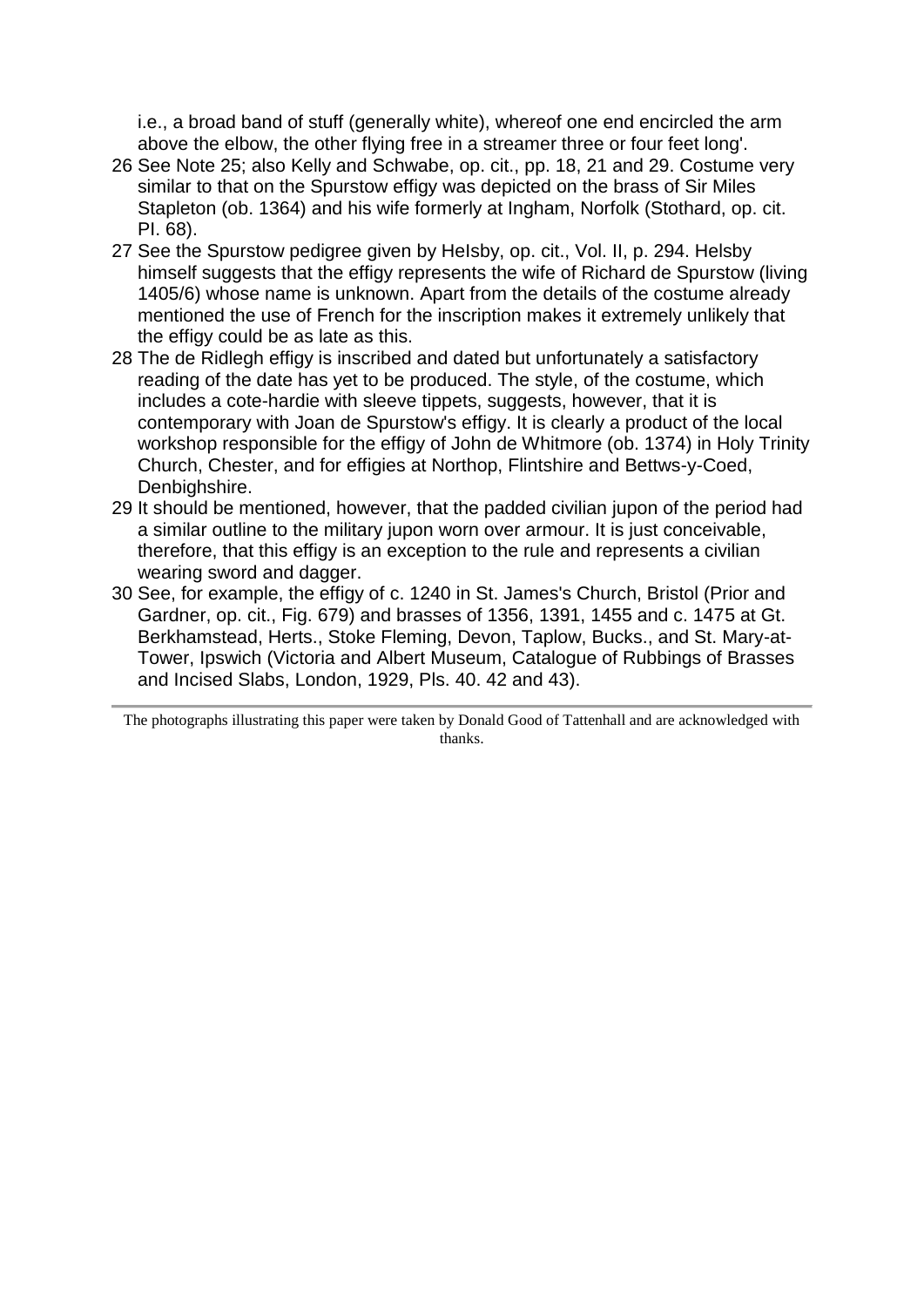i.e., a broad band of stuff (generally white), whereof one end encircled the arm above the elbow, the other flying free in a streamer three or four feet long'.

26 See Note 25; also Kelly and Schwabe, op. cit., pp. 18, 21 and 29. Costume very similar to that on the Spurstow effigy was depicted on the brass of Sir Miles Stapleton (ob. 1364) and his wife formerly at Ingham, Norfolk (Stothard, op. cit. PI. 68).

27 See the Spurstow pedigree given by HeIsby, op. cit., Vol. II, p. 294. Helsby himself suggests that the effigy represents the wife of Richard de Spurstow (living 1405/6) whose name is unknown. Apart from the details of the costume already mentioned the use of French for the inscription makes it extremely unlikely that the effigy could be as late as this.

28 The de Ridlegh effigy is inscribed and dated but unfortunately a satisfactory reading of the date has yet to be produced. The style, of the costume, which includes a cote-hardie with sleeve tippets, suggests, however, that it is contemporary with Joan de Spurstow's effigy. It is clearly a product of the local workshop responsible for the effigy of John de Whitmore (ob. 1374) in Holy Trinity Church, Chester, and for effigies at Northop, Flintshire and Bettws-y-Coed, Denbighshire.

29 It should be mentioned, however, that the padded civilian jupon of the period had a similar outline to the military jupon worn over armour. It is just conceivable, therefore, that this effigy is an exception to the rule and represents a civilian wearing sword and dagger.

30 See, for example, the effigy of c. 1240 in St. James's Church, Bristol (Prior and Gardner, op. cit., Fig. 679) and brasses of 1356, 1391, 1455 and c. 1475 at Gt. Berkhamstead, Herts., Stoke Fleming, Devon, Taplow, Bucks., and St. Mary-at-Tower, Ipswich (Victoria and Albert Museum, Catalogue of Rubbings of Brasses and Incised Slabs, London, 1929, Pls. 40. 42 and 43).

---

The photographs illustrating this paper were taken by Donald Good of Tattenhall and are acknowledged with thanks.